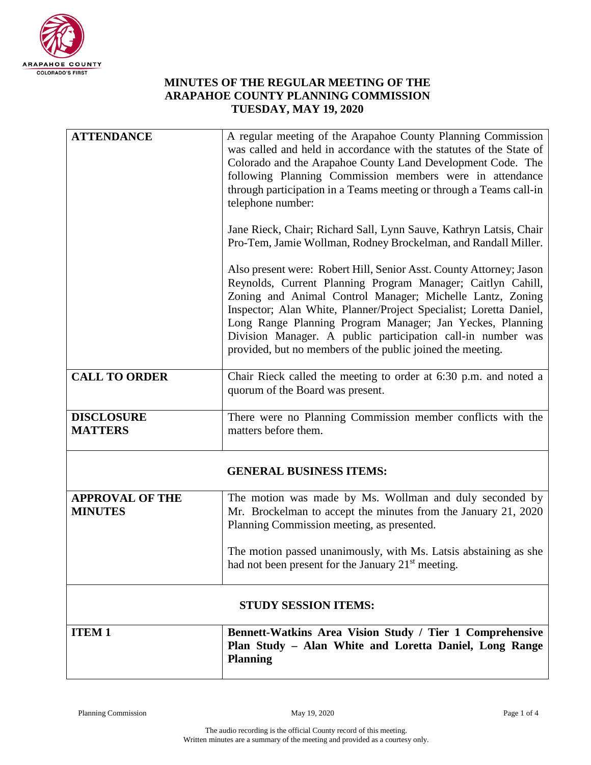# MINUTES OF THE REGULAR MEETING OF THE ARAPAHOE COUNTY PLANNING COMMISSION TUESDAY, MAY 19, 2020

| | |
|---|---|
| **ATTENDANCE** | A regular meeting of the Arapahoe County Planning Commission was called and held in accordance with the statutes of the State of Colorado and the Arapahoe County Land Development Code. The following Planning Commission members were in attendance through participation in a Teams meeting or through a Teams call-in telephone number:<br><br>Jane Rieck, Chair; Richard Sall, Lynn Sauve, Kathryn Latsis, Chair Pro-Tem, Jamie Wollman, Rodney Brockelman, and Randall Miller.<br><br>Also present were: Robert Hill, Senior Asst. County Attorney; Jason Reynolds, Current Planning Program Manager; Caitlyn Cahill, Zoning and Animal Control Manager; Michelle Lantz, Zoning Inspector; Alan White, Planner/Project Specialist; Loretta Daniel, Long Range Planning Program Manager; Jan Yeckes, Planning Division Manager. A public participation call-in number was provided, but no members of the public joined the meeting. |
| **CALL TO ORDER** | Chair Rieck called the meeting to order at 6:30 p.m. and noted a quorum of the Board was present. |
| **DISCLOSURE MATTERS** | There were no Planning Commission member conflicts with the matters before them. |
| **GENERAL BUSINESS ITEMS:** | |
| **APPROVAL OF THE MINUTES** | The motion was made by Ms. Wollman and duly seconded by Mr. Brockelman to accept the minutes from the January 21, 2020 Planning Commission meeting, as presented.<br><br>The motion passed unanimously, with Ms. Latsis abstaining as she had not been present for the January 21st meeting. |
| **STUDY SESSION ITEMS:** | |
| **ITEM 1** | **Bennett-Watkins Area Vision Study / Tier 1 Comprehensive Plan Study – Alan White and Loretta Daniel, Long Range Planning** |

The audio recording is the official County record of this meeting.
Written minutes are a summary of the meeting and provided as a courtesy only.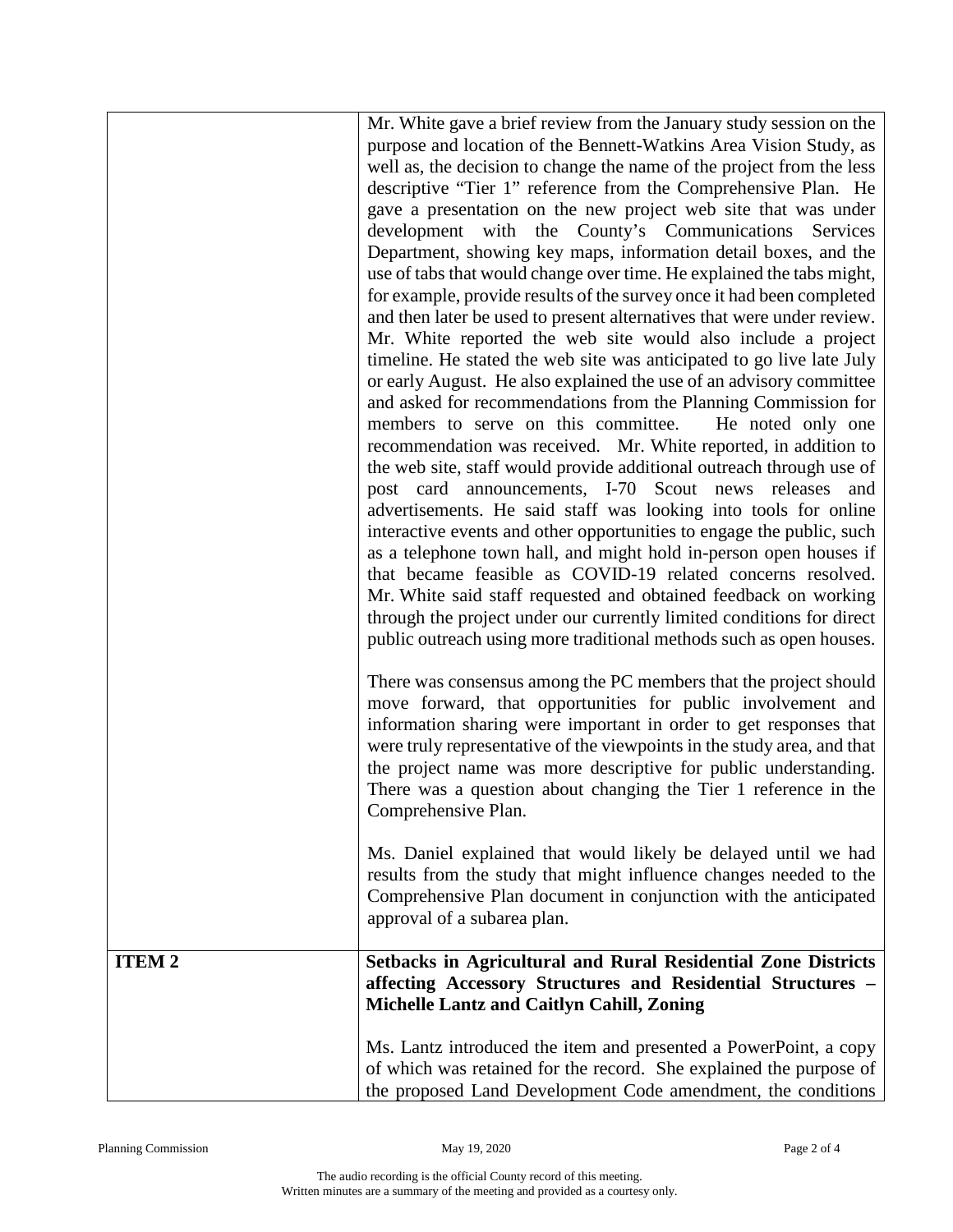| | |
|---|---|
| | Mr. White gave a brief review from the January study session on the purpose and location of the Bennett-Watkins Area Vision Study, as well as, the decision to change the name of the project from the less descriptive "Tier 1" reference from the Comprehensive Plan. He gave a presentation on the new project web site that was under development with the County's Communications Services Department, showing key maps, information detail boxes, and the use of tabs that would change over time. He explained the tabs might, for example, provide results of the survey once it had been completed and then later be used to present alternatives that were under review. Mr. White reported the web site would also include a project timeline. He stated the web site was anticipated to go live late July or early August. He also explained the use of an advisory committee and asked for recommendations from the Planning Commission for members to serve on this committee. He noted only one recommendation was received. Mr. White reported, in addition to the web site, staff would provide additional outreach through use of post card announcements, I-70 Scout news releases and advertisements. He said staff was looking into tools for online interactive events and other opportunities to engage the public, such as a telephone town hall, and might hold in-person open houses if that became feasible as COVID-19 related concerns resolved. Mr. White said staff requested and obtained feedback on working through the project under our currently limited conditions for direct public outreach using more traditional methods such as open houses.<br><br>There was consensus among the PC members that the project should move forward, that opportunities for public involvement and information sharing were important in order to get responses that were truly representative of the viewpoints in the study area, and that the project name was more descriptive for public understanding. There was a question about changing the Tier 1 reference in the Comprehensive Plan.<br><br>Ms. Daniel explained that would likely be delayed until we had results from the study that might influence changes needed to the Comprehensive Plan document in conjunction with the anticipated approval of a subarea plan. |
| **ITEM 2** | **Setbacks in Agricultural and Rural Residential Zone Districts affecting Accessory Structures and Residential Structures – Michelle Lantz and Caitlyn Cahill, Zoning**<br><br>Ms. Lantz introduced the item and presented a PowerPoint, a copy of which was retained for the record. She explained the purpose of the proposed Land Development Code amendment, the conditions |

Planning Commission May 19, 2020

The audio recording is the official County record of this meeting.
Written minutes are a summary of the meeting and provided as a courtesy only.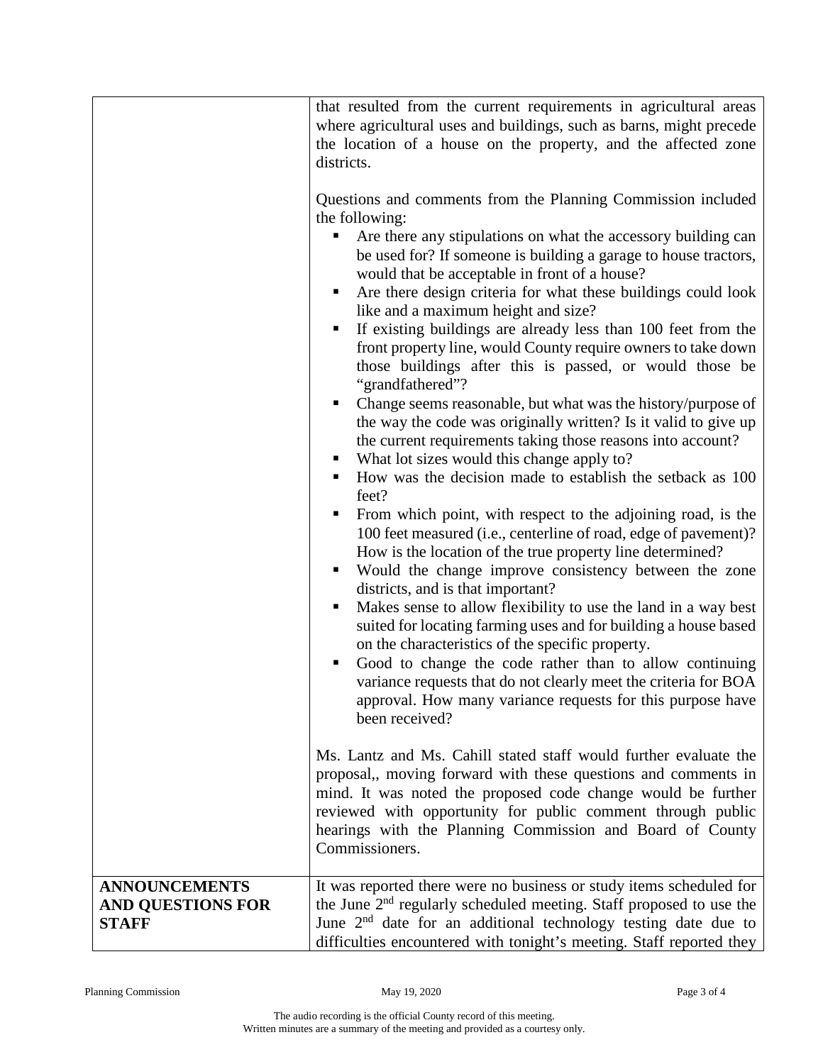| | |
|---|---|
| | that resulted from the current requirements in agricultural areas where agricultural uses and buildings, such as barns, might precede the location of a house on the property, and the affected zone districts.<br><br>Questions and comments from the Planning Commission included the following:<br>▪ Are there any stipulations on what the accessory building can be used for? If someone is building a garage to house tractors, would that be acceptable in front of a house?<br>▪ Are there design criteria for what these buildings could look like and a maximum height and size?<br>▪ If existing buildings are already less than 100 feet from the front property line, would County require owners to take down those buildings after this is passed, or would those be "grandfathered"?<br>▪ Change seems reasonable, but what was the history/purpose of the way the code was originally written? Is it valid to give up the current requirements taking those reasons into account?<br>▪ What lot sizes would this change apply to?<br>▪ How was the decision made to establish the setback as 100 feet?<br>▪ From which point, with respect to the adjoining road, is the 100 feet measured (i.e., centerline of road, edge of pavement)? How is the location of the true property line determined?<br>▪ Would the change improve consistency between the zone districts, and is that important?<br>▪ Makes sense to allow flexibility to use the land in a way best suited for locating farming uses and for building a house based on the characteristics of the specific property.<br>▪ Good to change the code rather than to allow continuing variance requests that do not clearly meet the criteria for BOA approval. How many variance requests for this purpose have been received?<br><br>Ms. Lantz and Ms. Cahill stated staff would further evaluate the proposal,, moving forward with these questions and comments in mind. It was noted the proposed code change would be further reviewed with opportunity for public comment through public hearings with the Planning Commission and Board of County Commissioners. |
| **ANNOUNCEMENTS AND QUESTIONS FOR STAFF** | It was reported there were no business or study items scheduled for the June 2nd regularly scheduled meeting. Staff proposed to use the June 2nd date for an additional technology testing date due to difficulties encountered with tonight's meeting. Staff reported they |

The audio recording is the official County record of this meeting.
Written minutes are a summary of the meeting and provided as a courtesy only.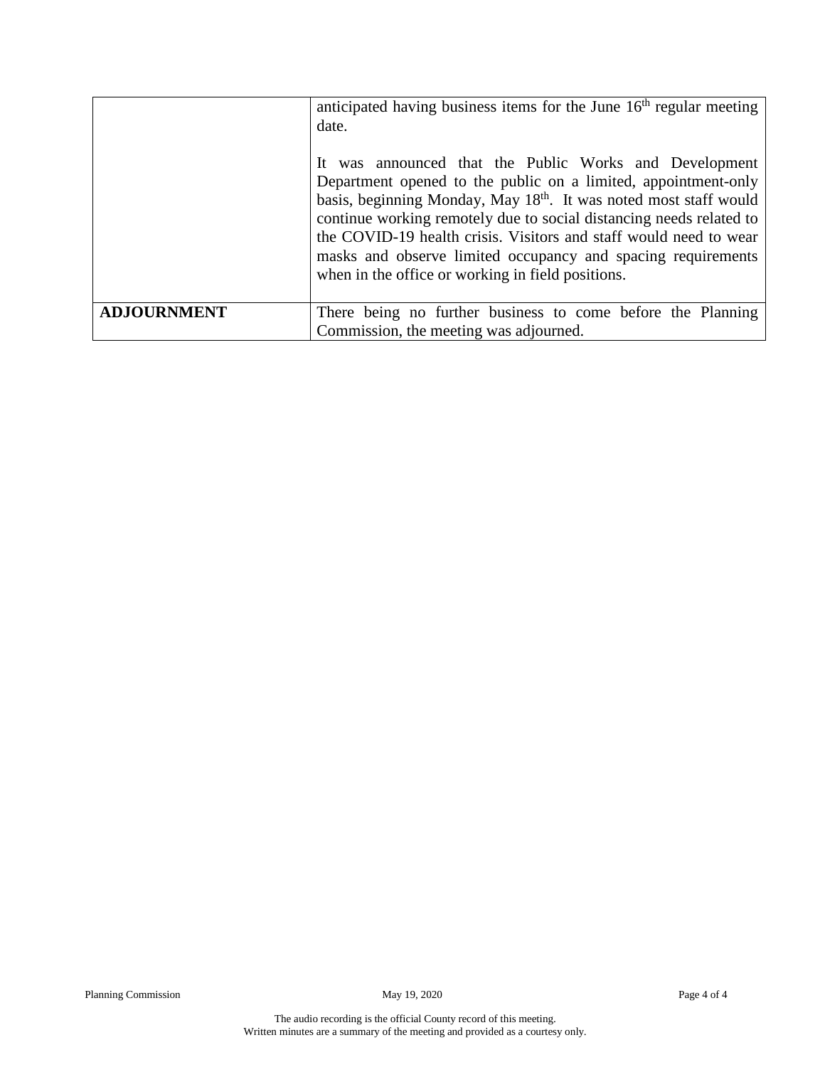| | |
|---|---|
| | anticipated having business items for the June 16th regular meeting date.<br><br>It was announced that the Public Works and Development Department opened to the public on a limited, appointment-only basis, beginning Monday, May 18th. It was noted most staff would continue working remotely due to social distancing needs related to the COVID-19 health crisis. Visitors and staff would need to wear masks and observe limited occupancy and spacing requirements when in the office or working in field positions. |
| **ADJOURNMENT** | There being no further business to come before the Planning Commission, the meeting was adjourned. |

The audio recording is the official County record of this meeting.
Written minutes are a summary of the meeting and provided as a courtesy only.